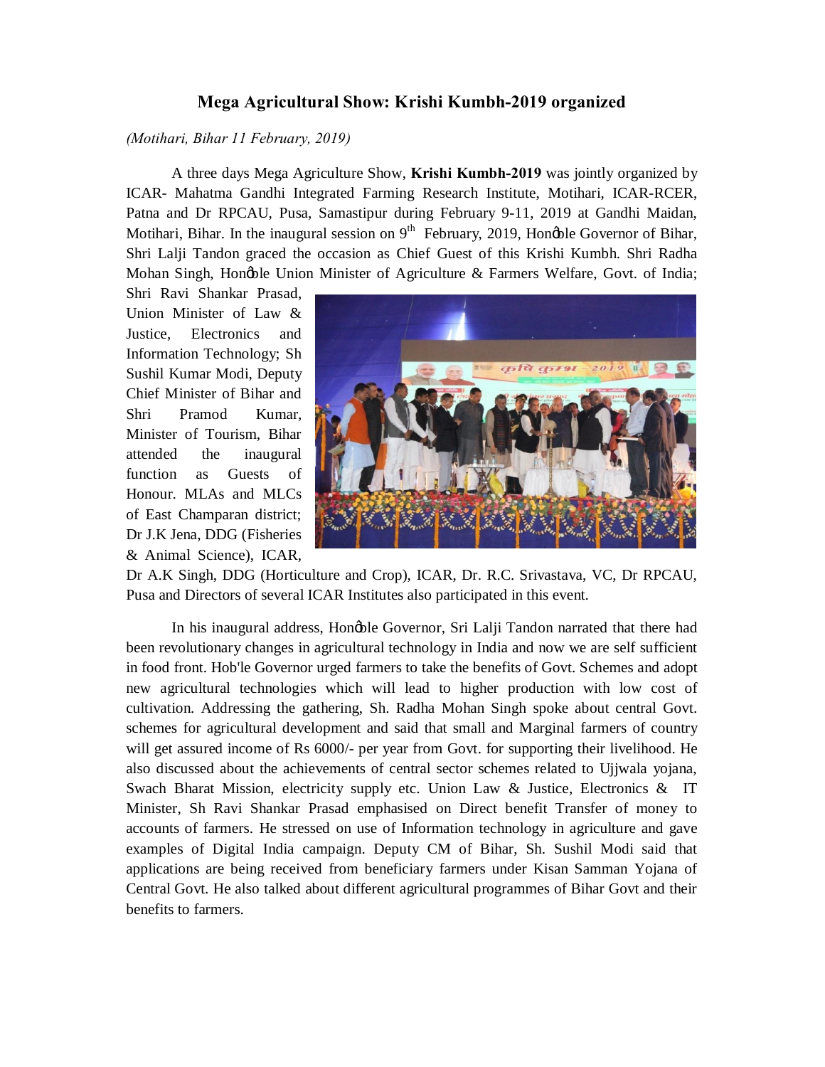# Mega Agricultural Show: Krishi Kumbh-2019 organized

*(Motihari, Bihar 11 February, 2019)*

A three days Mega Agriculture Show, **Krishi Kumbh-2019** was jointly organized by ICAR- Mahatma Gandhi Integrated Farming Research Institute, Motihari, ICAR-RCER, Patna and Dr RPCAU, Pusa, Samastipur during February 9-11, 2019 at Gandhi Maidan, Motihari, Bihar. In the inaugural session on 9th February, 2019, Hon'ble Governor of Bihar, Shri Lalji Tandon graced the occasion as Chief Guest of this Krishi Kumbh. Shri Radha Mohan Singh, Hon'ble Union Minister of Agriculture & Farmers Welfare, Govt. of India; Shri Ravi Shankar Prasad, Union Minister of Law & Justice, Electronics and Information Technology; Sh Sushil Kumar Modi, Deputy Chief Minister of Bihar and Shri Pramod Kumar, Minister of Tourism, Bihar attended the inaugural function as Guests of Honour. MLAs and MLCs of East Champaran district; Dr J.K Jena, DDG (Fisheries & Animal Science), ICAR, Dr A.K Singh, DDG (Horticulture and Crop), ICAR, Dr. R.C. Srivastava, VC, Dr RPCAU, Pusa and Directors of several ICAR Institutes also participated in this event.

In his inaugural address, Hon'ble Governor, Sri Lalji Tandon narrated that there had been revolutionary changes in agricultural technology in India and now we are self sufficient in food front. Hob'le Governor urged farmers to take the benefits of Govt. Schemes and adopt new agricultural technologies which will lead to higher production with low cost of cultivation. Addressing the gathering, Sh. Radha Mohan Singh spoke about central Govt. schemes for agricultural development and said that small and Marginal farmers of country will get assured income of Rs 6000/- per year from Govt. for supporting their livelihood. He also discussed about the achievements of central sector schemes related to Ujjwala yojana, Swach Bharat Mission, electricity supply etc. Union Law & Justice, Electronics & IT Minister, Sh Ravi Shankar Prasad emphasised on Direct benefit Transfer of money to accounts of farmers. He stressed on use of Information technology in agriculture and gave examples of Digital India campaign. Deputy CM of Bihar, Sh. Sushil Modi said that applications are being received from beneficiary farmers under Kisan Samman Yojana of Central Govt. He also talked about different agricultural programmes of Bihar Govt and their benefits to farmers.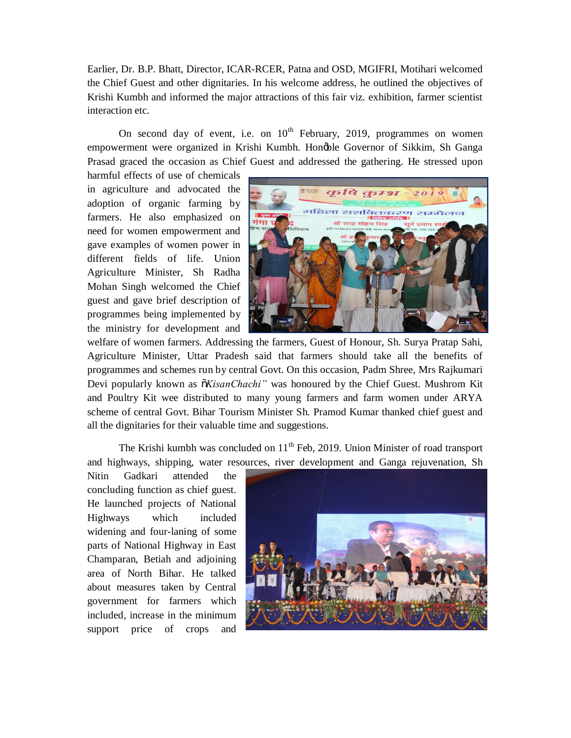Earlier, Dr. B.P. Bhatt, Director, ICAR-RCER, Patna and OSD, MGIFRI, Motihari welcomed the Chief Guest and other dignitaries. In his welcome address, he outlined the objectives of Krishi Kumbh and informed the major attractions of this fair viz. exhibition, farmer scientist interaction etc.

On second day of event, i.e. on 10th February, 2019, programmes on women empowerment were organized in Krishi Kumbh. Hon'ble Governor of Sikkim, Sh Ganga Prasad graced the occasion as Chief Guest and addressed the gathering. He stressed upon harmful effects of use of chemicals in agriculture and advocated the adoption of organic farming by farmers. He also emphasized on need for women empowerment and gave examples of women power in different fields of life. Union Agriculture Minister, Sh Radha Mohan Singh welcomed the Chief guest and gave brief description of programmes being implemented by the ministry for development and welfare of women farmers. Addressing the farmers, Guest of Honour, Sh. Surya Pratap Sahi, Agriculture Minister, Uttar Pradesh said that farmers should take all the benefits of programmes and schemes run by central Govt. On this occasion, Padm Shree, Mrs Rajkumari Devi popularly known as "*KisanChachi*" was honoured by the Chief Guest. Mushrom Kit and Poultry Kit wee distributed to many young farmers and farm women under ARYA scheme of central Govt. Bihar Tourism Minister Sh. Pramod Kumar thanked chief guest and all the dignitaries for their valuable time and suggestions.

The Krishi kumbh was concluded on 11th Feb, 2019. Union Minister of road transport and highways, shipping, water resources, river development and Ganga rejuvenation, Sh Nitin Gadkari attended the concluding function as chief guest. He launched projects of National Highways which included widening and four-laning of some parts of National Highway in East Champaran, Betiah and adjoining area of North Bihar. He talked about measures taken by Central government for farmers which included, increase in the minimum support price of crops and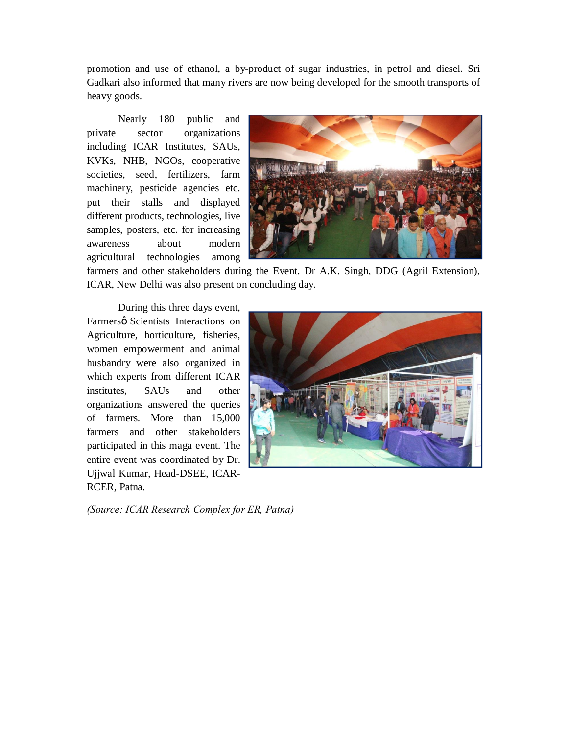promotion and use of ethanol, a by-product of sugar industries, in petrol and diesel. Sri Gadkari also informed that many rivers are now being developed for the smooth transports of heavy goods.

Nearly 180 public and private sector organizations including ICAR Institutes, SAUs, KVKs, NHB, NGOs, cooperative societies, seed, fertilizers, farm machinery, pesticide agencies etc. put their stalls and displayed different products, technologies, live samples, posters, etc. for increasing awareness about modern agricultural technologies among farmers and other stakeholders during the Event. Dr A.K. Singh, DDG (Agril Extension), ICAR, New Delhi was also present on concluding day.

During this three days event, Farmersô Scientists Interactions on Agriculture, horticulture, fisheries, women empowerment and animal husbandry were also organized in which experts from different ICAR institutes, SAUs and other organizations answered the queries of farmers. More than 15,000 farmers and other stakeholders participated in this maga event. The entire event was coordinated by Dr. Ujjwal Kumar, Head-DSEE, ICAR-RCER, Patna.

*(Source: ICAR Research Complex for ER, Patna)*